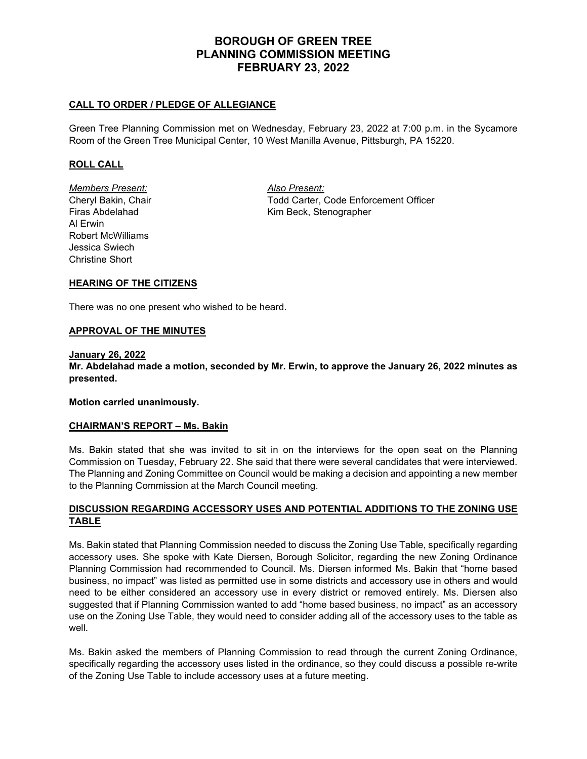# BOROUGH OF GREEN TREE
# PLANNING COMMISSION MEETING
# FEBRUARY 23, 2022

## CALL TO ORDER / PLEDGE OF ALLEGIANCE

Green Tree Planning Commission met on Wednesday, February 23, 2022 at 7:00 p.m. in the Sycamore Room of the Green Tree Municipal Center, 10 West Manilla Avenue, Pittsburgh, PA 15220.

## ROLL CALL

*Members Present:*
Cheryl Bakin, Chair
Firas Abdelahad
Al Erwin
Robert McWilliams
Jessica Swiech
Christine Short

*Also Present:*
Todd Carter, Code Enforcement Officer
Kim Beck, Stenographer

## HEARING OF THE CITIZENS

There was no one present who wished to be heard.

## APPROVAL OF THE MINUTES

**January 26, 2022**

**Mr. Abdelahad made a motion, seconded by Mr. Erwin, to approve the January 26, 2022 minutes as presented.**

**Motion carried unanimously.**

## CHAIRMAN'S REPORT – Ms. Bakin

Ms. Bakin stated that she was invited to sit in on the interviews for the open seat on the Planning Commission on Tuesday, February 22. She said that there were several candidates that were interviewed. The Planning and Zoning Committee on Council would be making a decision and appointing a new member to the Planning Commission at the March Council meeting.

## DISCUSSION REGARDING ACCESSORY USES AND POTENTIAL ADDITIONS TO THE ZONING USE TABLE

Ms. Bakin stated that Planning Commission needed to discuss the Zoning Use Table, specifically regarding accessory uses. She spoke with Kate Diersen, Borough Solicitor, regarding the new Zoning Ordinance Planning Commission had recommended to Council. Ms. Diersen informed Ms. Bakin that "home based business, no impact" was listed as permitted use in some districts and accessory use in others and would need to be either considered an accessory use in every district or removed entirely. Ms. Diersen also suggested that if Planning Commission wanted to add "home based business, no impact" as an accessory use on the Zoning Use Table, they would need to consider adding all of the accessory uses to the table as well.

Ms. Bakin asked the members of Planning Commission to read through the current Zoning Ordinance, specifically regarding the accessory uses listed in the ordinance, so they could discuss a possible re-write of the Zoning Use Table to include accessory uses at a future meeting.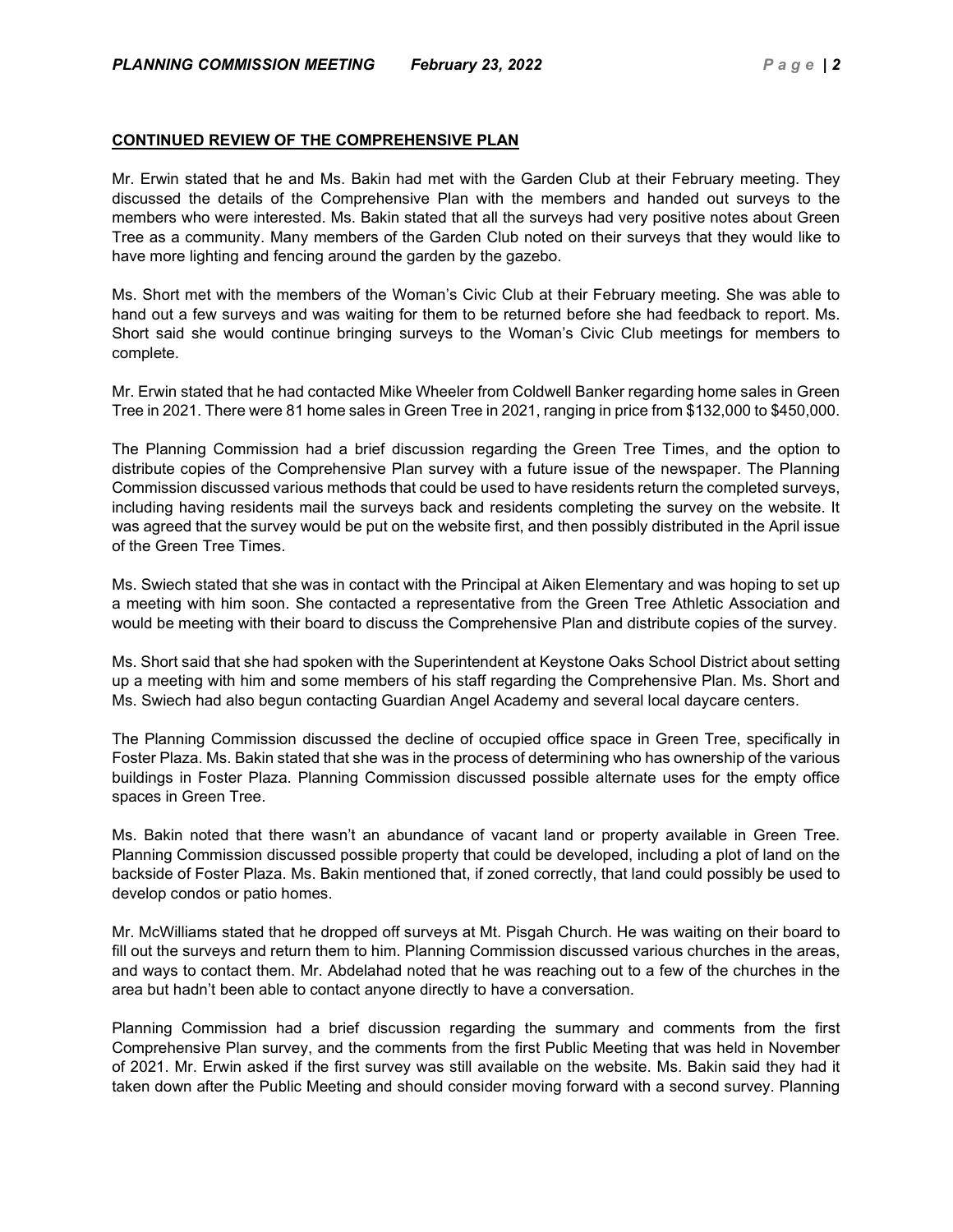## CONTINUED REVIEW OF THE COMPREHENSIVE PLAN

Mr. Erwin stated that he and Ms. Bakin had met with the Garden Club at their February meeting. They discussed the details of the Comprehensive Plan with the members and handed out surveys to the members who were interested. Ms. Bakin stated that all the surveys had very positive notes about Green Tree as a community. Many members of the Garden Club noted on their surveys that they would like to have more lighting and fencing around the garden by the gazebo.

Ms. Short met with the members of the Woman's Civic Club at their February meeting. She was able to hand out a few surveys and was waiting for them to be returned before she had feedback to report. Ms. Short said she would continue bringing surveys to the Woman's Civic Club meetings for members to complete.

Mr. Erwin stated that he had contacted Mike Wheeler from Coldwell Banker regarding home sales in Green Tree in 2021. There were 81 home sales in Green Tree in 2021, ranging in price from $132,000 to $450,000.

The Planning Commission had a brief discussion regarding the Green Tree Times, and the option to distribute copies of the Comprehensive Plan survey with a future issue of the newspaper. The Planning Commission discussed various methods that could be used to have residents return the completed surveys, including having residents mail the surveys back and residents completing the survey on the website. It was agreed that the survey would be put on the website first, and then possibly distributed in the April issue of the Green Tree Times.

Ms. Swiech stated that she was in contact with the Principal at Aiken Elementary and was hoping to set up a meeting with him soon. She contacted a representative from the Green Tree Athletic Association and would be meeting with their board to discuss the Comprehensive Plan and distribute copies of the survey.

Ms. Short said that she had spoken with the Superintendent at Keystone Oaks School District about setting up a meeting with him and some members of his staff regarding the Comprehensive Plan. Ms. Short and Ms. Swiech had also begun contacting Guardian Angel Academy and several local daycare centers.

The Planning Commission discussed the decline of occupied office space in Green Tree, specifically in Foster Plaza. Ms. Bakin stated that she was in the process of determining who has ownership of the various buildings in Foster Plaza. Planning Commission discussed possible alternate uses for the empty office spaces in Green Tree.

Ms. Bakin noted that there wasn't an abundance of vacant land or property available in Green Tree. Planning Commission discussed possible property that could be developed, including a plot of land on the backside of Foster Plaza. Ms. Bakin mentioned that, if zoned correctly, that land could possibly be used to develop condos or patio homes.

Mr. McWilliams stated that he dropped off surveys at Mt. Pisgah Church. He was waiting on their board to fill out the surveys and return them to him. Planning Commission discussed various churches in the areas, and ways to contact them. Mr. Abdelahad noted that he was reaching out to a few of the churches in the area but hadn't been able to contact anyone directly to have a conversation.

Planning Commission had a brief discussion regarding the summary and comments from the first Comprehensive Plan survey, and the comments from the first Public Meeting that was held in November of 2021. Mr. Erwin asked if the first survey was still available on the website. Ms. Bakin said they had it taken down after the Public Meeting and should consider moving forward with a second survey. Planning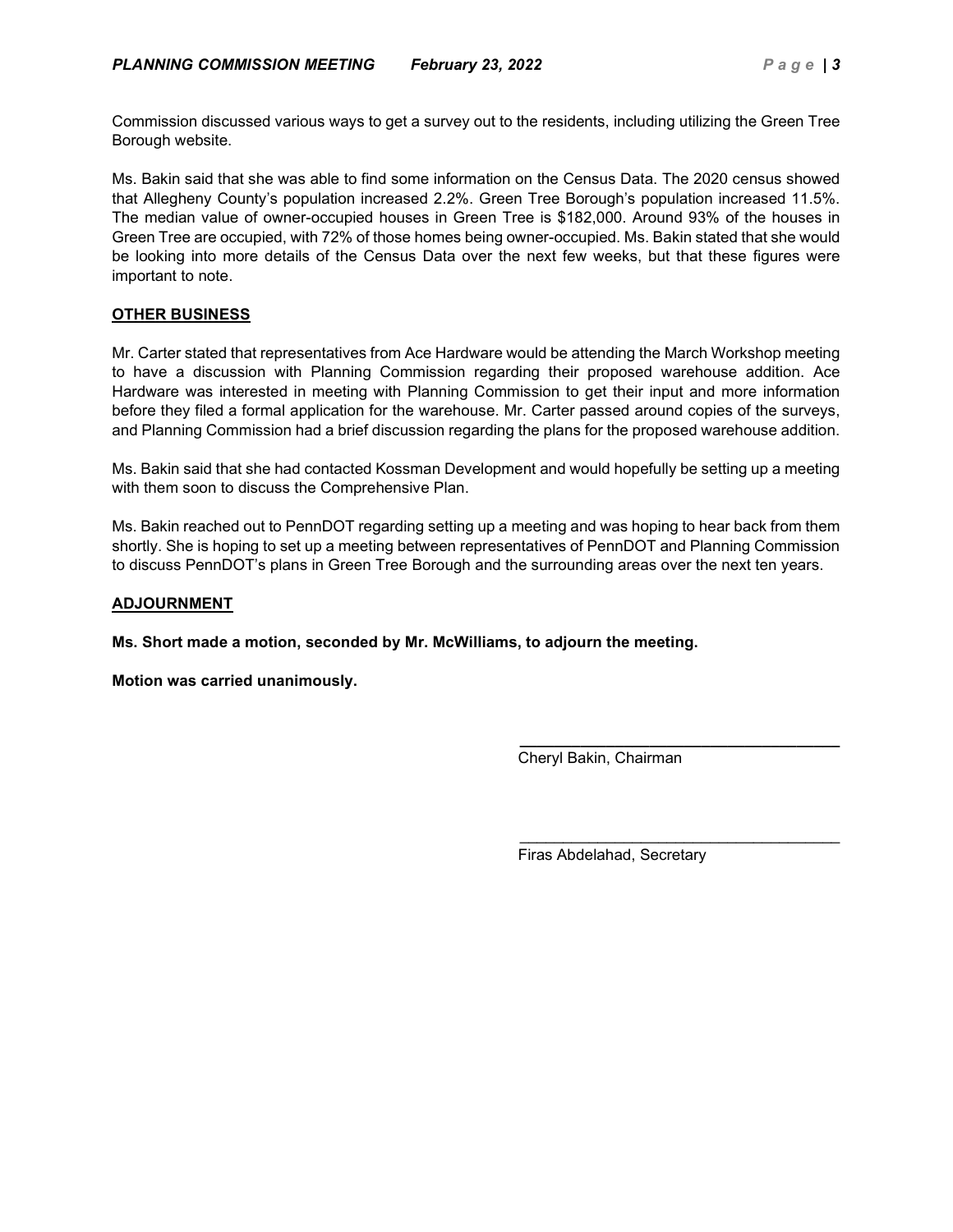Commission discussed various ways to get a survey out to the residents, including utilizing the Green Tree Borough website.

Ms. Bakin said that she was able to find some information on the Census Data. The 2020 census showed that Allegheny County's population increased 2.2%. Green Tree Borough's population increased 11.5%. The median value of owner-occupied houses in Green Tree is $182,000. Around 93% of the houses in Green Tree are occupied, with 72% of those homes being owner-occupied. Ms. Bakin stated that she would be looking into more details of the Census Data over the next few weeks, but that these figures were important to note.

## OTHER BUSINESS

Mr. Carter stated that representatives from Ace Hardware would be attending the March Workshop meeting to have a discussion with Planning Commission regarding their proposed warehouse addition. Ace Hardware was interested in meeting with Planning Commission to get their input and more information before they filed a formal application for the warehouse. Mr. Carter passed around copies of the surveys, and Planning Commission had a brief discussion regarding the plans for the proposed warehouse addition.

Ms. Bakin said that she had contacted Kossman Development and would hopefully be setting up a meeting with them soon to discuss the Comprehensive Plan.

Ms. Bakin reached out to PennDOT regarding setting up a meeting and was hoping to hear back from them shortly. She is hoping to set up a meeting between representatives of PennDOT and Planning Commission to discuss PennDOT's plans in Green Tree Borough and the surrounding areas over the next ten years.

## ADJOURNMENT

**Ms. Short made a motion, seconded by Mr. McWilliams, to adjourn the meeting.**

**Motion was carried unanimously.**

______________________________________
Cheryl Bakin, Chairman

______________________________________
Firas Abdelahad, Secretary